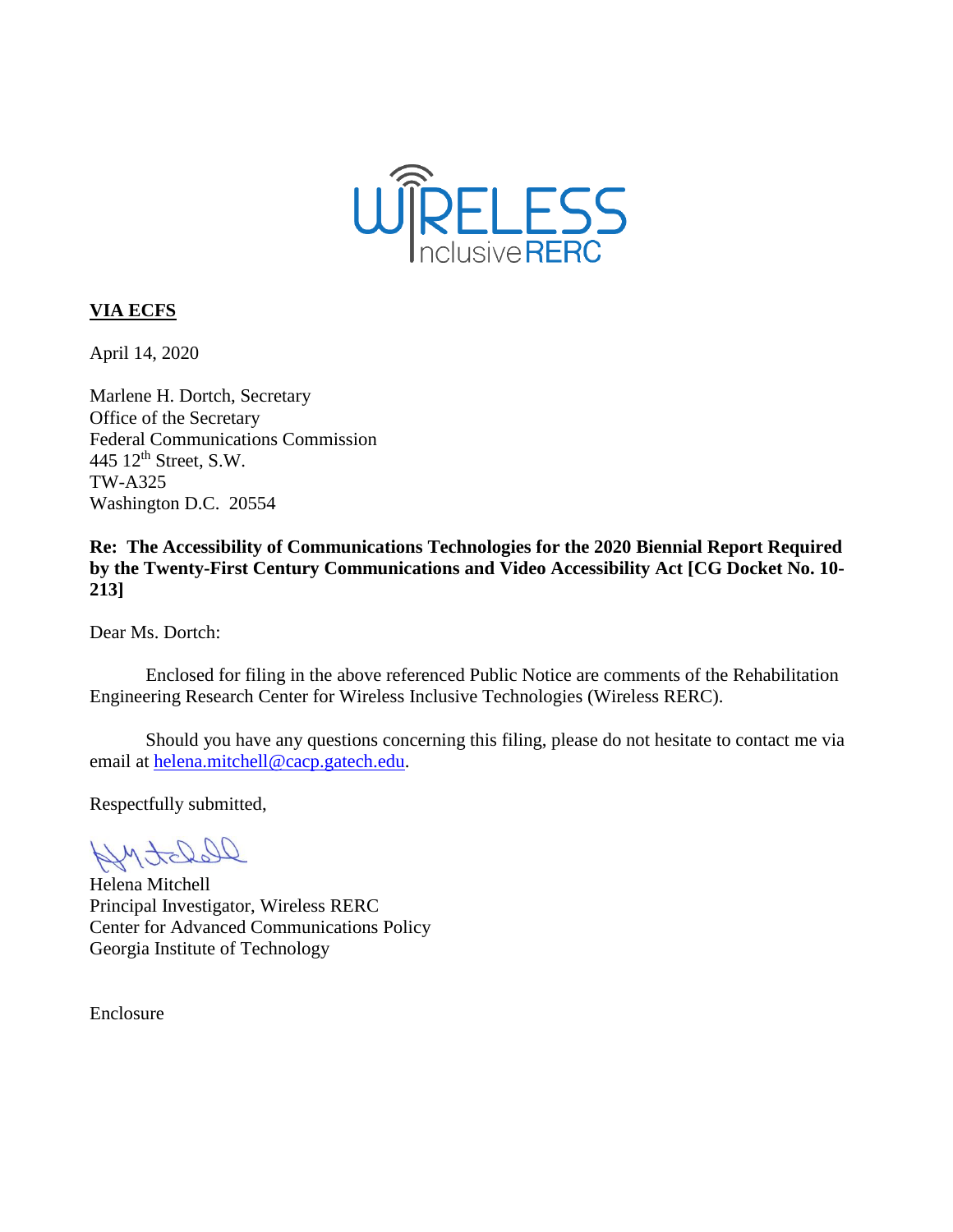**VIA ECFS**

April 14, 2020

Marlene H. Dortch, Secretary
Office of the Secretary
Federal Communications Commission
445 12th Street, S.W.
TW-A325
Washington D.C. 20554

**Re: The Accessibility of Communications Technologies for the 2020 Biennial Report Required by the Twenty-First Century Communications and Video Accessibility Act [CG Docket No. 10-213]**

Dear Ms. Dortch:

Enclosed for filing in the above referenced Public Notice are comments of the Rehabilitation Engineering Research Center for Wireless Inclusive Technologies (Wireless RERC).

Should you have any questions concerning this filing, please do not hesitate to contact me via email at helena.mitchell@cacp.gatech.edu.

Respectfully submitted,

Helena Mitchell
Principal Investigator, Wireless RERC
Center for Advanced Communications Policy
Georgia Institute of Technology

Enclosure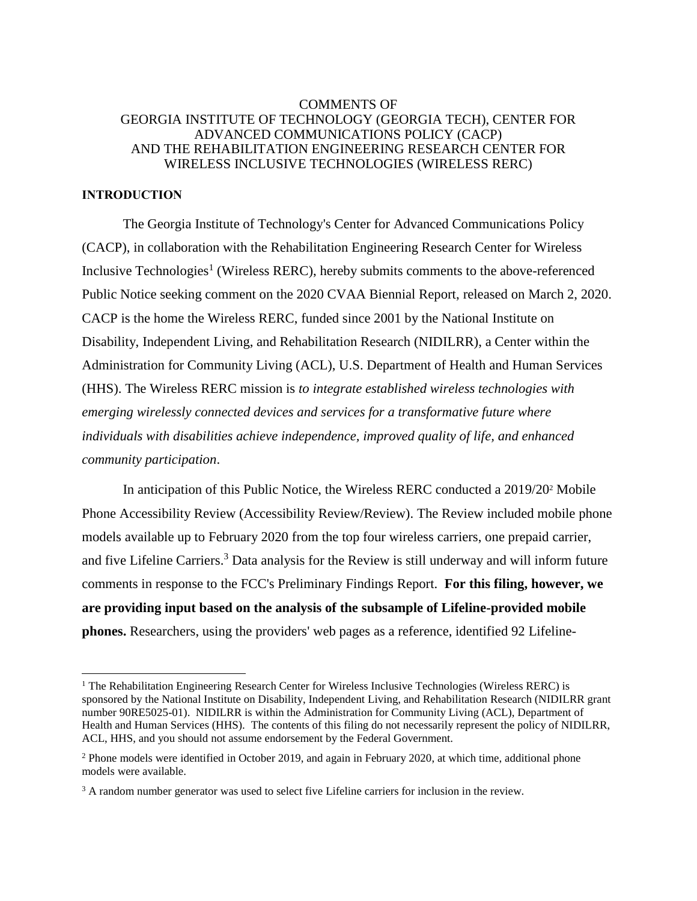COMMENTS OF
GEORGIA INSTITUTE OF TECHNOLOGY (GEORGIA TECH), CENTER FOR ADVANCED COMMUNICATIONS POLICY (CACP)
AND THE REHABILITATION ENGINEERING RESEARCH CENTER FOR WIRELESS INCLUSIVE TECHNOLOGIES (WIRELESS RERC)

**INTRODUCTION**

The Georgia Institute of Technology's Center for Advanced Communications Policy (CACP), in collaboration with the Rehabilitation Engineering Research Center for Wireless Inclusive Technologies[1] (Wireless RERC), hereby submits comments to the above-referenced Public Notice seeking comment on the 2020 CVAA Biennial Report, released on March 2, 2020. CACP is the home the Wireless RERC, funded since 2001 by the National Institute on Disability, Independent Living, and Rehabilitation Research (NIDILRR), a Center within the Administration for Community Living (ACL), U.S. Department of Health and Human Services (HHS). The Wireless RERC mission is *to integrate established wireless technologies with emerging wirelessly connected devices and services for a transformative future where individuals with disabilities achieve independence, improved quality of life, and enhanced community participation*.

In anticipation of this Public Notice, the Wireless RERC conducted a 2019/20[2] Mobile Phone Accessibility Review (Accessibility Review/Review). The Review included mobile phone models available up to February 2020 from the top four wireless carriers, one prepaid carrier, and five Lifeline Carriers.[3] Data analysis for the Review is still underway and will inform future comments in response to the FCC's Preliminary Findings Report. **For this filing, however, we are providing input based on the analysis of the subsample of Lifeline-provided mobile phones.** Researchers, using the providers' web pages as a reference, identified 92 Lifeline-

---

[1] The Rehabilitation Engineering Research Center for Wireless Inclusive Technologies (Wireless RERC) is sponsored by the National Institute on Disability, Independent Living, and Rehabilitation Research (NIDILRR grant number 90RE5025-01). NIDILRR is within the Administration for Community Living (ACL), Department of Health and Human Services (HHS). The contents of this filing do not necessarily represent the policy of NIDILRR, ACL, HHS, and you should not assume endorsement by the Federal Government.

[2] Phone models were identified in October 2019, and again in February 2020, at which time, additional phone models were available.

[3] A random number generator was used to select five Lifeline carriers for inclusion in the review.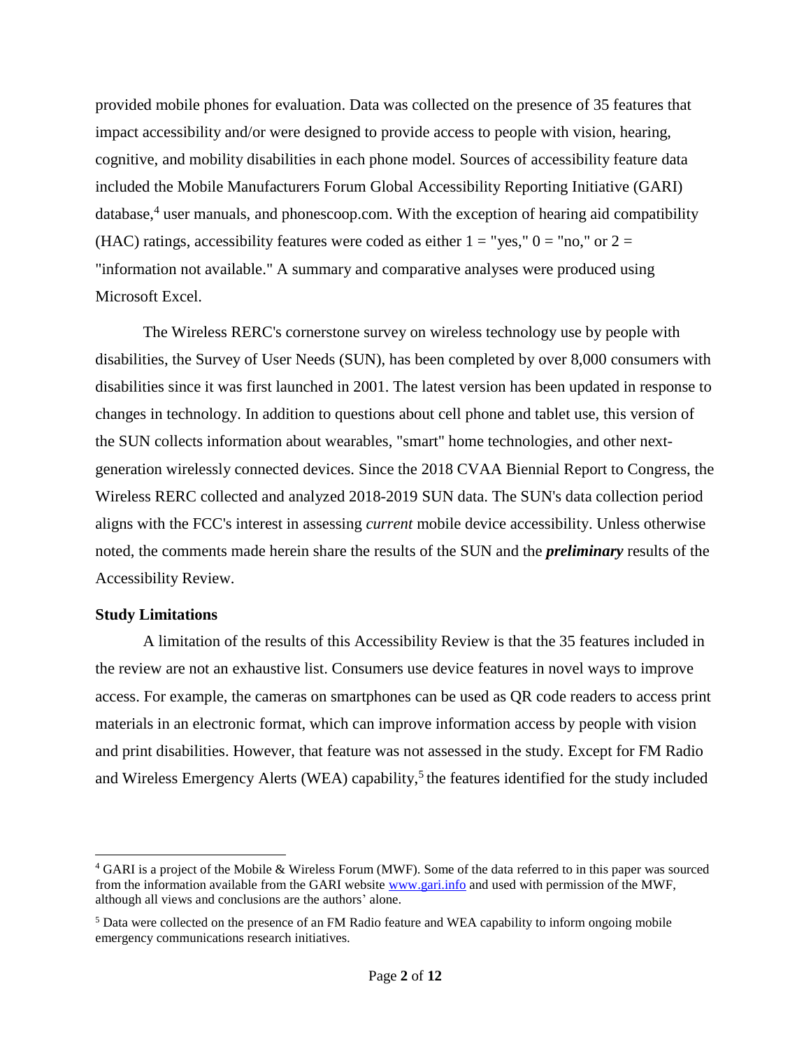provided mobile phones for evaluation. Data was collected on the presence of 35 features that impact accessibility and/or were designed to provide access to people with vision, hearing, cognitive, and mobility disabilities in each phone model. Sources of accessibility feature data included the Mobile Manufacturers Forum Global Accessibility Reporting Initiative (GARI) database,[4] user manuals, and phonescoop.com. With the exception of hearing aid compatibility (HAC) ratings, accessibility features were coded as either 1 = "yes," 0 = "no," or 2 = "information not available." A summary and comparative analyses were produced using Microsoft Excel.

The Wireless RERC's cornerstone survey on wireless technology use by people with disabilities, the Survey of User Needs (SUN), has been completed by over 8,000 consumers with disabilities since it was first launched in 2001. The latest version has been updated in response to changes in technology. In addition to questions about cell phone and tablet use, this version of the SUN collects information about wearables, "smart" home technologies, and other next-generation wirelessly connected devices. Since the 2018 CVAA Biennial Report to Congress, the Wireless RERC collected and analyzed 2018-2019 SUN data. The SUN's data collection period aligns with the FCC's interest in assessing *current* mobile device accessibility. Unless otherwise noted, the comments made herein share the results of the SUN and the ***preliminary*** results of the Accessibility Review.

**Study Limitations**

A limitation of the results of this Accessibility Review is that the 35 features included in the review are not an exhaustive list. Consumers use device features in novel ways to improve access. For example, the cameras on smartphones can be used as QR code readers to access print materials in an electronic format, which can improve information access by people with vision and print disabilities. However, that feature was not assessed in the study. Except for FM Radio and Wireless Emergency Alerts (WEA) capability,[5] the features identified for the study included

---

[4] GARI is a project of the Mobile & Wireless Forum (MWF). Some of the data referred to in this paper was sourced from the information available from the GARI website www.gari.info and used with permission of the MWF, although all views and conclusions are the authors' alone.

[5] Data were collected on the presence of an FM Radio feature and WEA capability to inform ongoing mobile emergency communications research initiatives.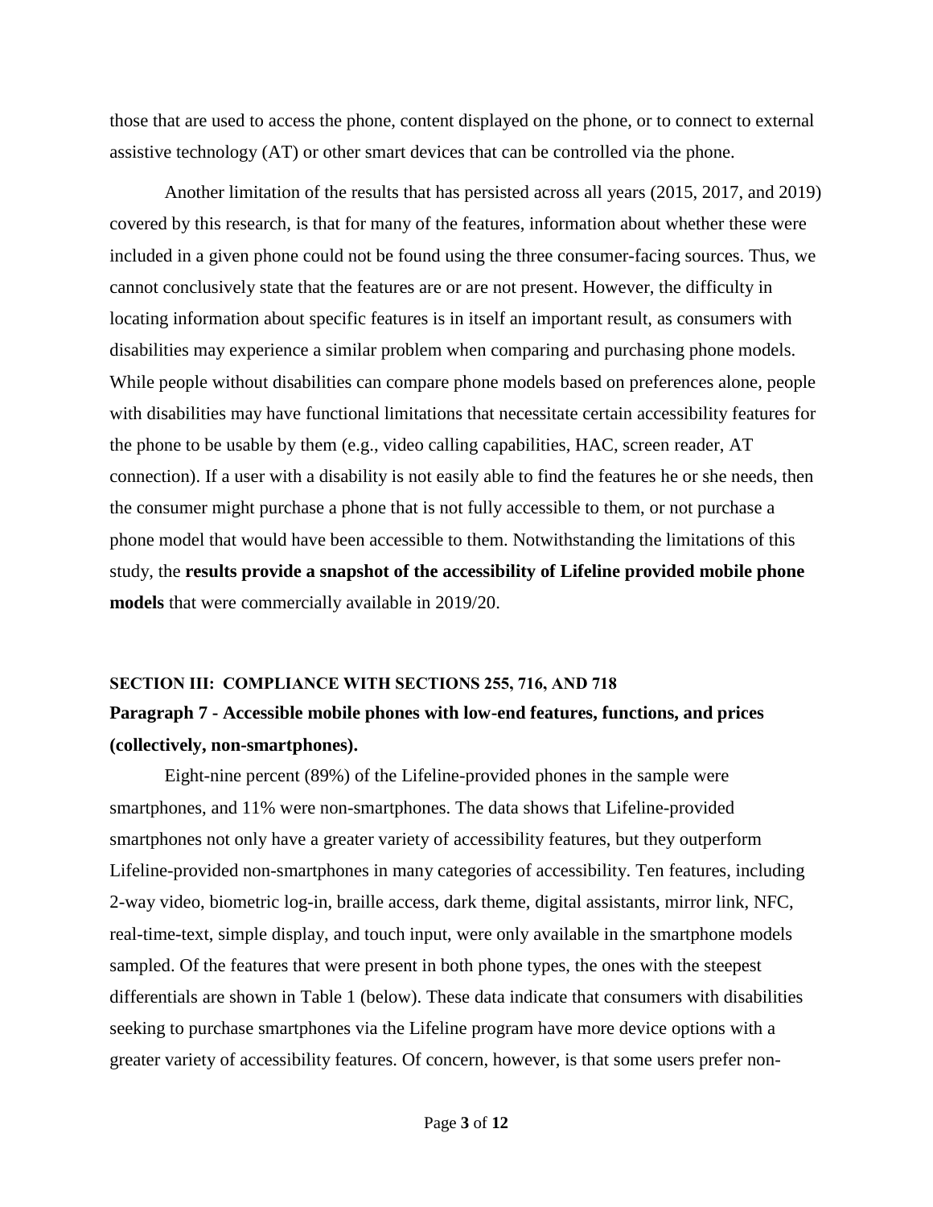those that are used to access the phone, content displayed on the phone, or to connect to external assistive technology (AT) or other smart devices that can be controlled via the phone.

Another limitation of the results that has persisted across all years (2015, 2017, and 2019) covered by this research, is that for many of the features, information about whether these were included in a given phone could not be found using the three consumer-facing sources. Thus, we cannot conclusively state that the features are or are not present. However, the difficulty in locating information about specific features is in itself an important result, as consumers with disabilities may experience a similar problem when comparing and purchasing phone models. While people without disabilities can compare phone models based on preferences alone, people with disabilities may have functional limitations that necessitate certain accessibility features for the phone to be usable by them (e.g., video calling capabilities, HAC, screen reader, AT connection). If a user with a disability is not easily able to find the features he or she needs, then the consumer might purchase a phone that is not fully accessible to them, or not purchase a phone model that would have been accessible to them. Notwithstanding the limitations of this study, the **results provide a snapshot of the accessibility of Lifeline provided mobile phone models** that were commercially available in 2019/20.

## SECTION III: COMPLIANCE WITH SECTIONS 255, 716, AND 718

### Paragraph 7 - Accessible mobile phones with low-end features, functions, and prices (collectively, non-smartphones).

Eight-nine percent (89%) of the Lifeline-provided phones in the sample were smartphones, and 11% were non-smartphones. The data shows that Lifeline-provided smartphones not only have a greater variety of accessibility features, but they outperform Lifeline-provided non-smartphones in many categories of accessibility. Ten features, including 2-way video, biometric log-in, braille access, dark theme, digital assistants, mirror link, NFC, real-time-text, simple display, and touch input, were only available in the smartphone models sampled. Of the features that were present in both phone types, the ones with the steepest differentials are shown in Table 1 (below). These data indicate that consumers with disabilities seeking to purchase smartphones via the Lifeline program have more device options with a greater variety of accessibility features. Of concern, however, is that some users prefer non-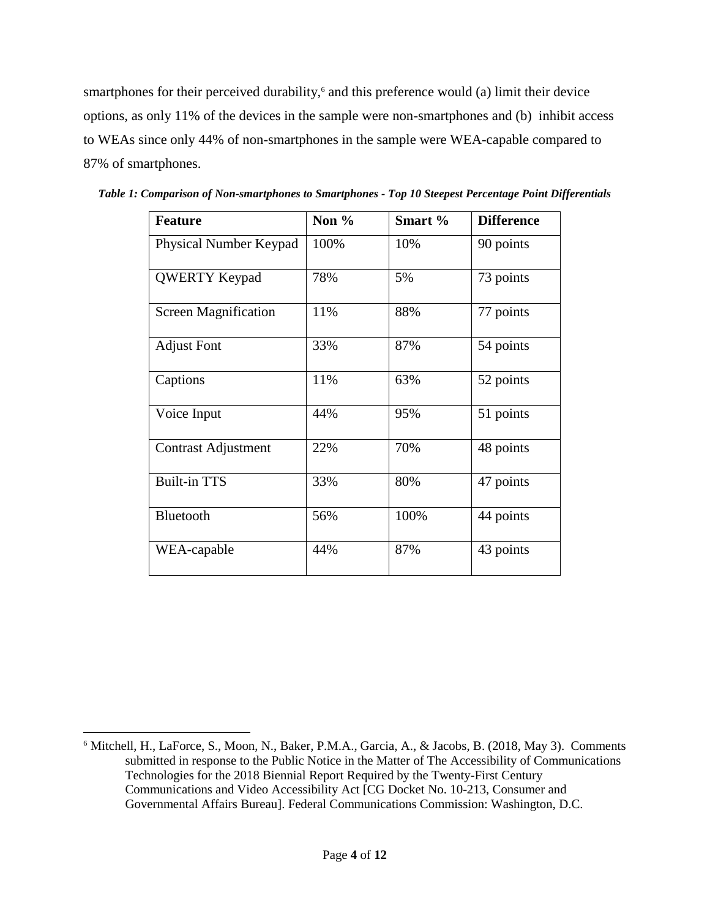smartphones for their perceived durability,[6] and this preference would (a) limit their device options, as only 11% of the devices in the sample were non-smartphones and (b) inhibit access to WEAs since only 44% of non-smartphones in the sample were WEA-capable compared to 87% of smartphones.

***Table 1: Comparison of Non-smartphones to Smartphones - Top 10 Steepest Percentage Point Differentials***

| Feature | Non % | Smart % | Difference |
|---|---|---|---|
| Physical Number Keypad | 100% | 10% | 90 points |
| QWERTY Keypad | 78% | 5% | 73 points |
| Screen Magnification | 11% | 88% | 77 points |
| Adjust Font | 33% | 87% | 54 points |
| Captions | 11% | 63% | 52 points |
| Voice Input | 44% | 95% | 51 points |
| Contrast Adjustment | 22% | 70% | 48 points |
| Built-in TTS | 33% | 80% | 47 points |
| Bluetooth | 56% | 100% | 44 points |
| WEA-capable | 44% | 87% | 43 points |

[6] Mitchell, H., LaForce, S., Moon, N., Baker, P.M.A., Garcia, A., & Jacobs, B. (2018, May 3). Comments submitted in response to the Public Notice in the Matter of The Accessibility of Communications Technologies for the 2018 Biennial Report Required by the Twenty-First Century Communications and Video Accessibility Act [CG Docket No. 10-213, Consumer and Governmental Affairs Bureau]. Federal Communications Commission: Washington, D.C.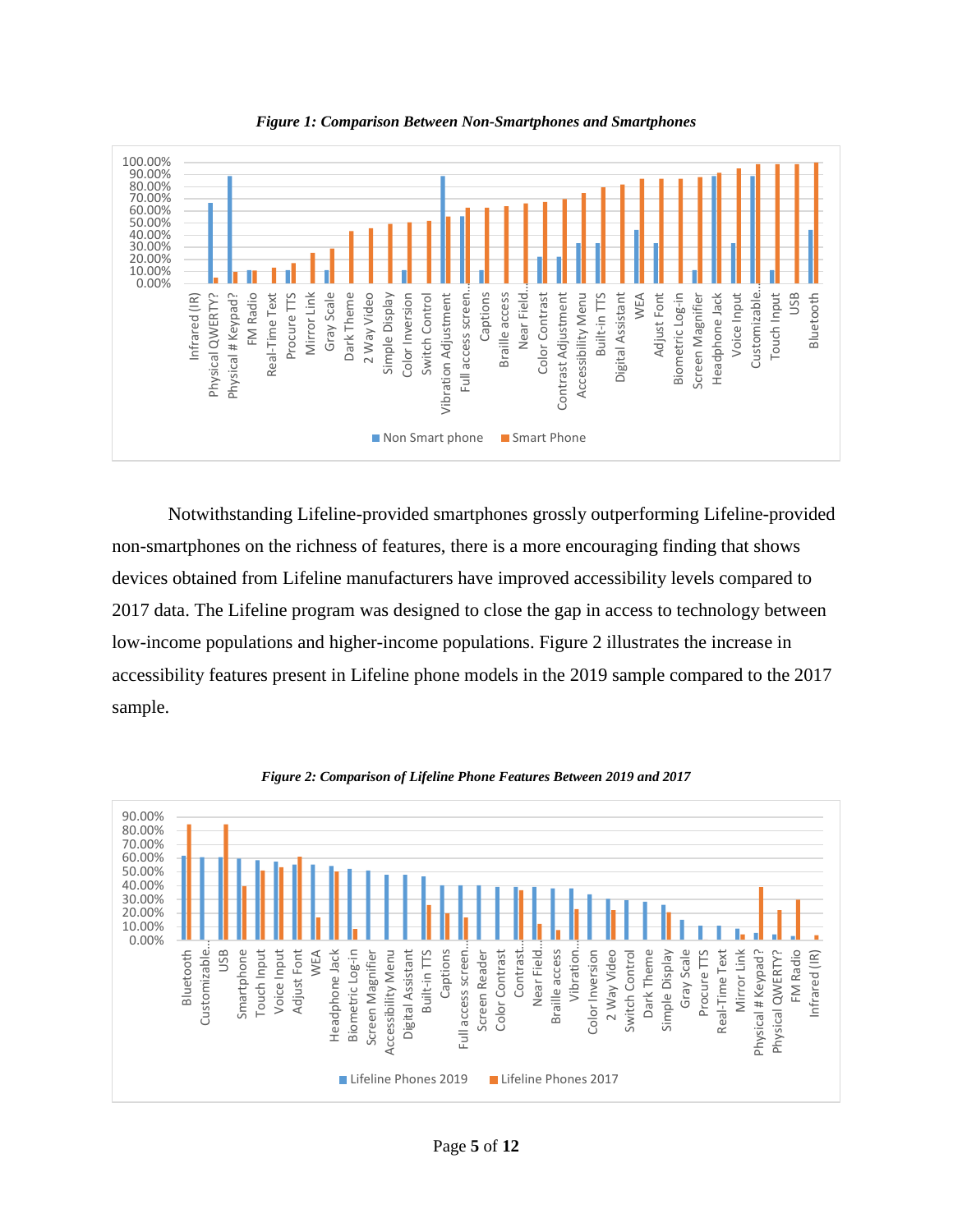*Figure 1: Comparison Between Non-Smartphones and Smartphones*

Notwithstanding Lifeline-provided smartphones grossly outperforming Lifeline-provided non-smartphones on the richness of features, there is a more encouraging finding that shows devices obtained from Lifeline manufacturers have improved accessibility levels compared to 2017 data. The Lifeline program was designed to close the gap in access to technology between low-income populations and higher-income populations. Figure 2 illustrates the increase in accessibility features present in Lifeline phone models in the 2019 sample compared to the 2017 sample.

*Figure 2: Comparison of Lifeline Phone Features Between 2019 and 2017*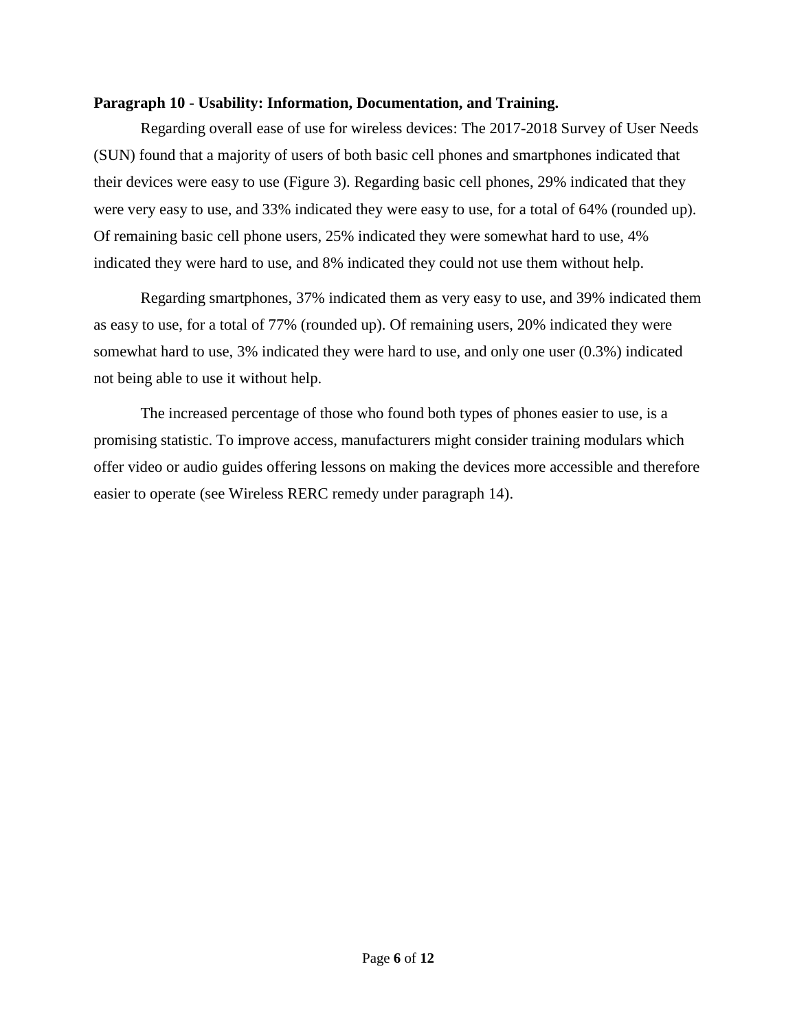**Paragraph 10 - Usability: Information, Documentation, and Training.**

Regarding overall ease of use for wireless devices: The 2017-2018 Survey of User Needs (SUN) found that a majority of users of both basic cell phones and smartphones indicated that their devices were easy to use (Figure 3). Regarding basic cell phones, 29% indicated that they were very easy to use, and 33% indicated they were easy to use, for a total of 64% (rounded up). Of remaining basic cell phone users, 25% indicated they were somewhat hard to use, 4% indicated they were hard to use, and 8% indicated they could not use them without help.

Regarding smartphones, 37% indicated them as very easy to use, and 39% indicated them as easy to use, for a total of 77% (rounded up). Of remaining users, 20% indicated they were somewhat hard to use, 3% indicated they were hard to use, and only one user (0.3%) indicated not being able to use it without help.

The increased percentage of those who found both types of phones easier to use, is a promising statistic. To improve access, manufacturers might consider training modulars which offer video or audio guides offering lessons on making the devices more accessible and therefore easier to operate (see Wireless RERC remedy under paragraph 14).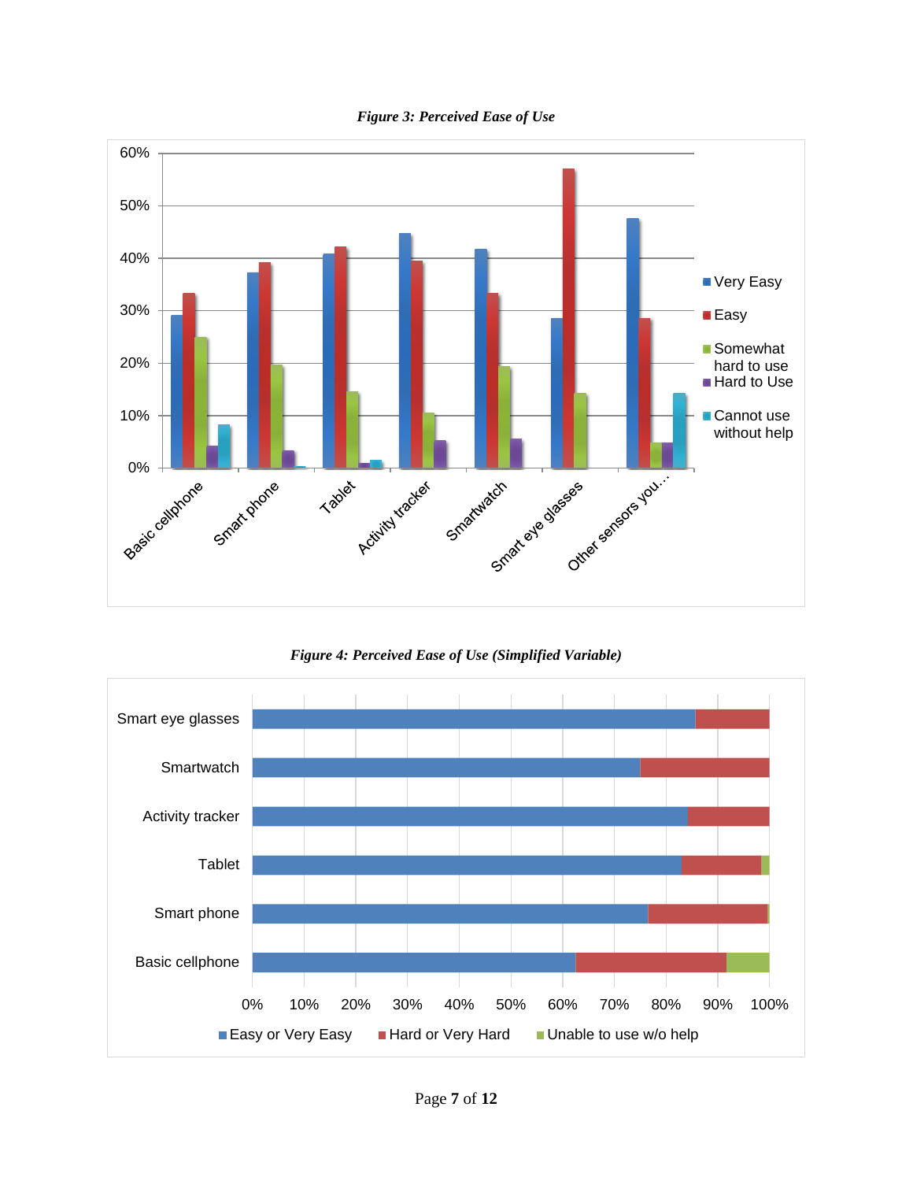***Figure 3: Perceived Ease of Use***

***Figure 4: Perceived Ease of Use (Simplified Variable)***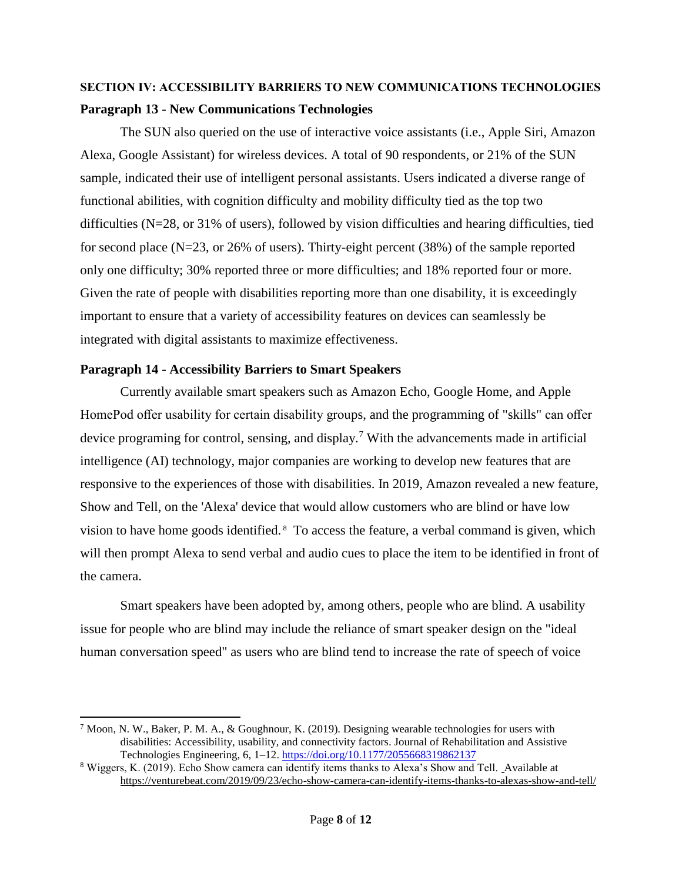## SECTION IV: ACCESSIBILITY BARRIERS TO NEW COMMUNICATIONS TECHNOLOGIES

### Paragraph 13 - New Communications Technologies

The SUN also queried on the use of interactive voice assistants (i.e., Apple Siri, Amazon Alexa, Google Assistant) for wireless devices. A total of 90 respondents, or 21% of the SUN sample, indicated their use of intelligent personal assistants. Users indicated a diverse range of functional abilities, with cognition difficulty and mobility difficulty tied as the top two difficulties (N=28, or 31% of users), followed by vision difficulties and hearing difficulties, tied for second place (N=23, or 26% of users). Thirty-eight percent (38%) of the sample reported only one difficulty; 30% reported three or more difficulties; and 18% reported four or more. Given the rate of people with disabilities reporting more than one disability, it is exceedingly important to ensure that a variety of accessibility features on devices can seamlessly be integrated with digital assistants to maximize effectiveness.

### Paragraph 14 - Accessibility Barriers to Smart Speakers

Currently available smart speakers such as Amazon Echo, Google Home, and Apple HomePod offer usability for certain disability groups, and the programming of "skills" can offer device programing for control, sensing, and display.[7] With the advancements made in artificial intelligence (AI) technology, major companies are working to develop new features that are responsive to the experiences of those with disabilities. In 2019, Amazon revealed a new feature, Show and Tell, on the 'Alexa' device that would allow customers who are blind or have low vision to have home goods identified.[8] To access the feature, a verbal command is given, which will then prompt Alexa to send verbal and audio cues to place the item to be identified in front of the camera.

Smart speakers have been adopted by, among others, people who are blind. A usability issue for people who are blind may include the reliance of smart speaker design on the "ideal human conversation speed" as users who are blind tend to increase the rate of speech of voice

---

[7] Moon, N. W., Baker, P. M. A., & Goughnour, K. (2019). Designing wearable technologies for users with disabilities: Accessibility, usability, and connectivity factors. Journal of Rehabilitation and Assistive Technologies Engineering, 6, 1–12. https://doi.org/10.1177/2055668319862137

[8] Wiggers, K. (2019). Echo Show camera can identify items thanks to Alexa's Show and Tell. Available at https://venturebeat.com/2019/09/23/echo-show-camera-can-identify-items-thanks-to-alexas-show-and-tell/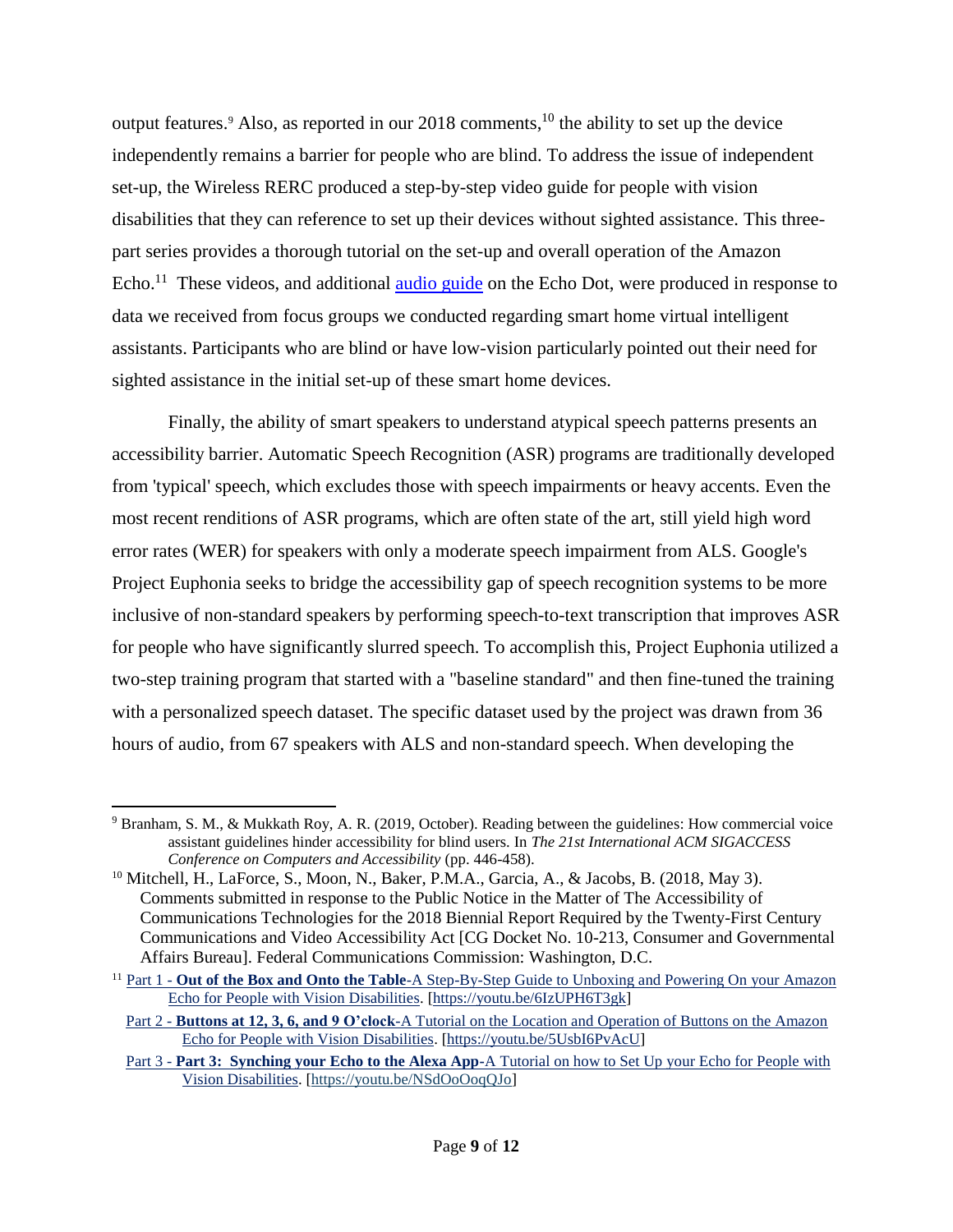output features.[9] Also, as reported in our 2018 comments,[10] the ability to set up the device independently remains a barrier for people who are blind. To address the issue of independent set-up, the Wireless RERC produced a step-by-step video guide for people with vision disabilities that they can reference to set up their devices without sighted assistance. This three-part series provides a thorough tutorial on the set-up and overall operation of the Amazon Echo.[11] These videos, and additional audio guide on the Echo Dot, were produced in response to data we received from focus groups we conducted regarding smart home virtual intelligent assistants. Participants who are blind or have low-vision particularly pointed out their need for sighted assistance in the initial set-up of these smart home devices.

Finally, the ability of smart speakers to understand atypical speech patterns presents an accessibility barrier. Automatic Speech Recognition (ASR) programs are traditionally developed from 'typical' speech, which excludes those with speech impairments or heavy accents. Even the most recent renditions of ASR programs, which are often state of the art, still yield high word error rates (WER) for speakers with only a moderate speech impairment from ALS. Google's Project Euphonia seeks to bridge the accessibility gap of speech recognition systems to be more inclusive of non-standard speakers by performing speech-to-text transcription that improves ASR for people who have significantly slurred speech. To accomplish this, Project Euphonia utilized a two-step training program that started with a "baseline standard" and then fine-tuned the training with a personalized speech dataset. The specific dataset used by the project was drawn from 36 hours of audio, from 67 speakers with ALS and non-standard speech. When developing the

---

[9] Branham, S. M., & Mukkath Roy, A. R. (2019, October). Reading between the guidelines: How commercial voice assistant guidelines hinder accessibility for blind users. In *The 21st International ACM SIGACCESS Conference on Computers and Accessibility* (pp. 446-458).

[10] Mitchell, H., LaForce, S., Moon, N., Baker, P.M.A., Garcia, A., & Jacobs, B. (2018, May 3). Comments submitted in response to the Public Notice in the Matter of The Accessibility of Communications Technologies for the 2018 Biennial Report Required by the Twenty-First Century Communications and Video Accessibility Act [CG Docket No. 10-213, Consumer and Governmental Affairs Bureau]. Federal Communications Commission: Washington, D.C.

[11] Part 1 - **Out of the Box and Onto the Table**-A Step-By-Step Guide to Unboxing and Powering On your Amazon Echo for People with Vision Disabilities. [https://youtu.be/6IzUPH6T3gk]

Part 2 - **Buttons at 12, 3, 6, and 9 O'clock**-A Tutorial on the Location and Operation of Buttons on the Amazon Echo for People with Vision Disabilities. [https://youtu.be/5UsbI6PvAcU]

Part 3 - **Part 3: Synching your Echo to the Alexa App**-A Tutorial on how to Set Up your Echo for People with Vision Disabilities. [https://youtu.be/NSdOoOoqQJo]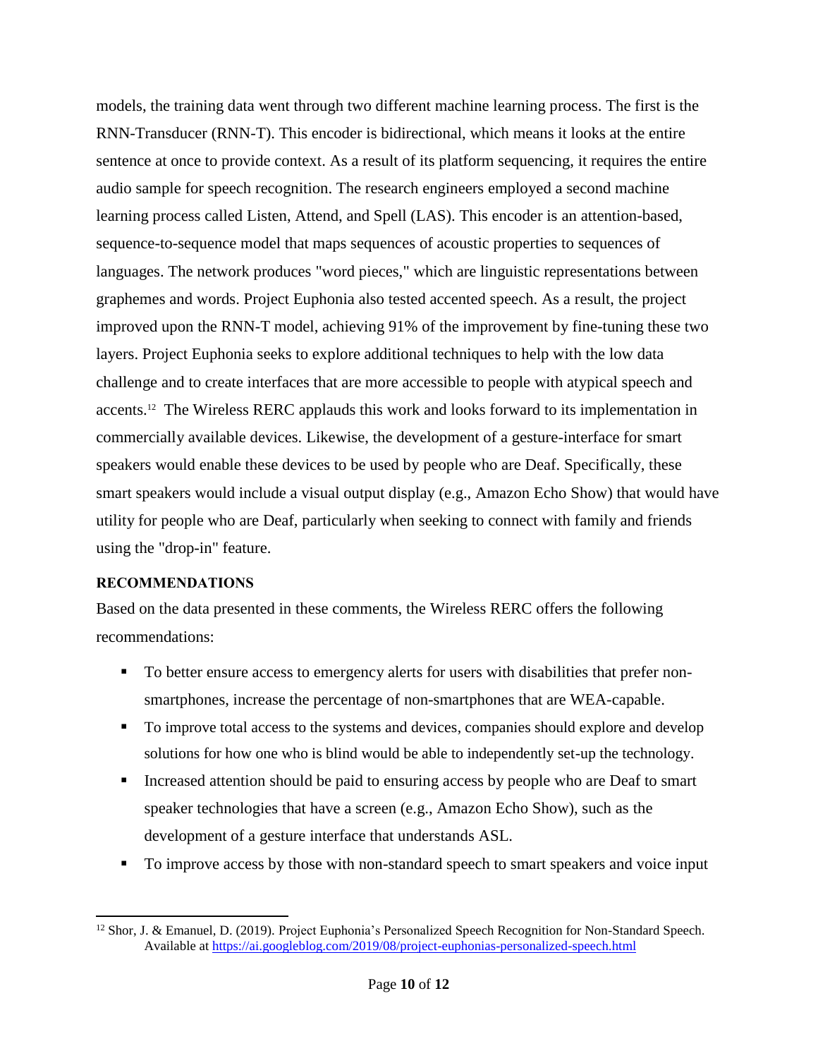models, the training data went through two different machine learning process. The first is the RNN-Transducer (RNN-T). This encoder is bidirectional, which means it looks at the entire sentence at once to provide context. As a result of its platform sequencing, it requires the entire audio sample for speech recognition. The research engineers employed a second machine learning process called Listen, Attend, and Spell (LAS). This encoder is an attention-based, sequence-to-sequence model that maps sequences of acoustic properties to sequences of languages. The network produces "word pieces," which are linguistic representations between graphemes and words. Project Euphonia also tested accented speech. As a result, the project improved upon the RNN-T model, achieving 91% of the improvement by fine-tuning these two layers. Project Euphonia seeks to explore additional techniques to help with the low data challenge and to create interfaces that are more accessible to people with atypical speech and accents.[12] The Wireless RERC applauds this work and looks forward to its implementation in commercially available devices. Likewise, the development of a gesture-interface for smart speakers would enable these devices to be used by people who are Deaf. Specifically, these smart speakers would include a visual output display (e.g., Amazon Echo Show) that would have utility for people who are Deaf, particularly when seeking to connect with family and friends using the "drop-in" feature.

**RECOMMENDATIONS**

Based on the data presented in these comments, the Wireless RERC offers the following recommendations:

- To better ensure access to emergency alerts for users with disabilities that prefer non-smartphones, increase the percentage of non-smartphones that are WEA-capable.
- To improve total access to the systems and devices, companies should explore and develop solutions for how one who is blind would be able to independently set-up the technology.
- Increased attention should be paid to ensuring access by people who are Deaf to smart speaker technologies that have a screen (e.g., Amazon Echo Show), such as the development of a gesture interface that understands ASL.
- To improve access by those with non-standard speech to smart speakers and voice input

[12] Shor, J. & Emanuel, D. (2019). Project Euphonia's Personalized Speech Recognition for Non-Standard Speech. Available at https://ai.googleblog.com/2019/08/project-euphonias-personalized-speech.html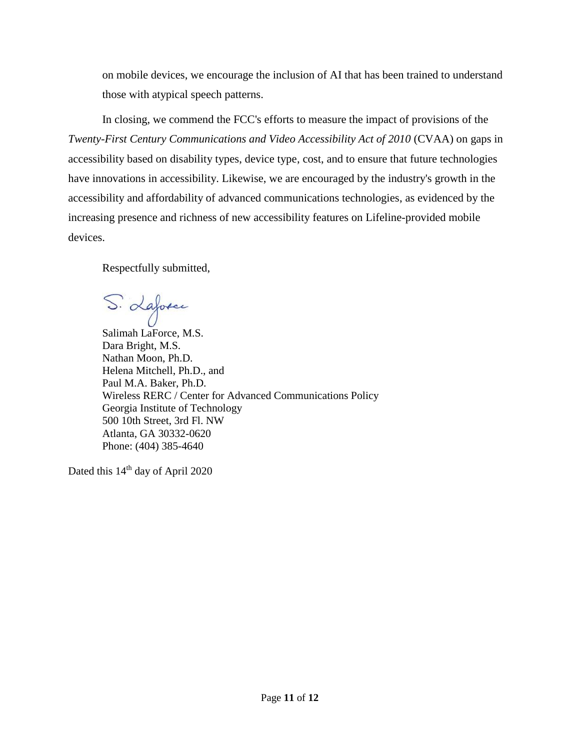on mobile devices, we encourage the inclusion of AI that has been trained to understand those with atypical speech patterns.

In closing, we commend the FCC's efforts to measure the impact of provisions of the *Twenty-First Century Communications and Video Accessibility Act of 2010* (CVAA) on gaps in accessibility based on disability types, device type, cost, and to ensure that future technologies have innovations in accessibility. Likewise, we are encouraged by the industry's growth in the accessibility and affordability of advanced communications technologies, as evidenced by the increasing presence and richness of new accessibility features on Lifeline-provided mobile devices.

Respectfully submitted,

S. LaForce

Salimah LaForce, M.S.
Dara Bright, M.S.
Nathan Moon, Ph.D.
Helena Mitchell, Ph.D., and
Paul M.A. Baker, Ph.D.
Wireless RERC / Center for Advanced Communications Policy
Georgia Institute of Technology
500 10th Street, 3rd Fl. NW
Atlanta, GA 30332-0620
Phone: (404) 385-4640

Dated this 14th day of April 2020